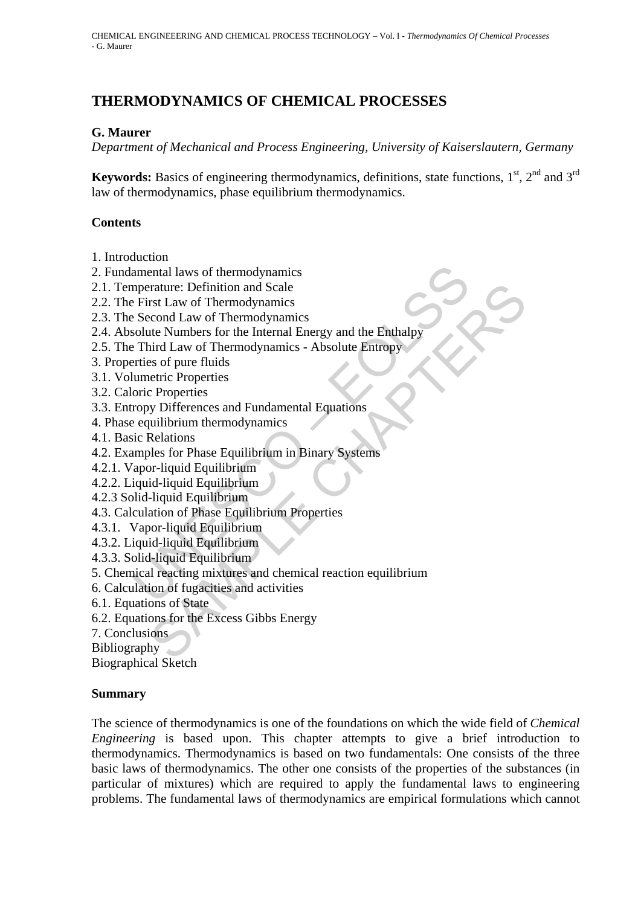# THERMODYNAMICS OF CHEMICAL PROCESSES

**G. Maurer**

*Department of Mechanical and Process Engineering, University of Kaiserslautern, Germany*

**Keywords:** Basics of engineering thermodynamics, definitions, state functions, 1st, 2nd and 3rd law of thermodynamics, phase equilibrium thermodynamics.

## Contents

1. Introduction
2. Fundamental laws of thermodynamics
2.1. Temperature: Definition and Scale
2.2. The First Law of Thermodynamics
2.3. The Second Law of Thermodynamics
2.4. Absolute Numbers for the Internal Energy and the Enthalpy
2.5. The Third Law of Thermodynamics - Absolute Entropy
3. Properties of pure fluids
3.1. Volumetric Properties
3.2. Caloric Properties
3.3. Entropy Differences and Fundamental Equations
4. Phase equilibrium thermodynamics
4.1. Basic Relations
4.2. Examples for Phase Equilibrium in Binary Systems
4.2.1. Vapor-liquid Equilibrium
4.2.2. Liquid-liquid Equilibrium
4.2.3 Solid-liquid Equilibrium
4.3. Calculation of Phase Equilibrium Properties
4.3.1. Vapor-liquid Equilibrium
4.3.2. Liquid-liquid Equilibrium
4.3.3. Solid-liquid Equilibrium
5. Chemical reacting mixtures and chemical reaction equilibrium
6. Calculation of fugacities and activities
6.1. Equations of State
6.2. Equations for the Excess Gibbs Energy
7. Conclusions
Bibliography
Biographical Sketch

## Summary

The science of thermodynamics is one of the foundations on which the wide field of *Chemical Engineering* is based upon. This chapter attempts to give a brief introduction to thermodynamics. Thermodynamics is based on two fundamentals: One consists of the three basic laws of thermodynamics. The other one consists of the properties of the substances (in particular of mixtures) which are required to apply the fundamental laws to engineering problems. The fundamental laws of thermodynamics are empirical formulations which cannot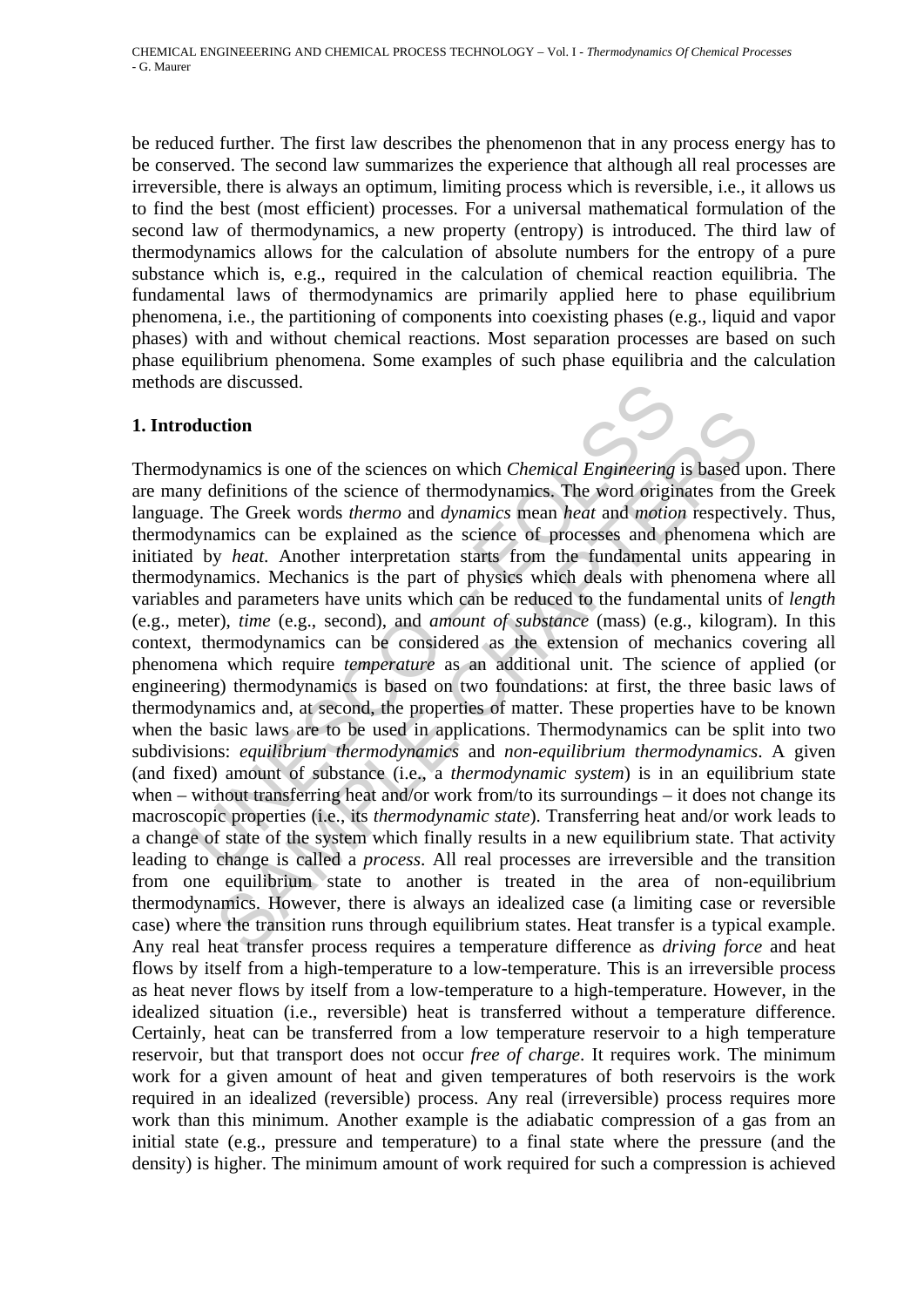be reduced further. The first law describes the phenomenon that in any process energy has to be conserved. The second law summarizes the experience that although all real processes are irreversible, there is always an optimum, limiting process which is reversible, i.e., it allows us to find the best (most efficient) processes. For a universal mathematical formulation of the second law of thermodynamics, a new property (entropy) is introduced. The third law of thermodynamics allows for the calculation of absolute numbers for the entropy of a pure substance which is, e.g., required in the calculation of chemical reaction equilibria. The fundamental laws of thermodynamics are primarily applied here to phase equilibrium phenomena, i.e., the partitioning of components into coexisting phases (e.g., liquid and vapor phases) with and without chemical reactions. Most separation processes are based on such phase equilibrium phenomena. Some examples of such phase equilibria and the calculation methods are discussed.

## 1. Introduction

Thermodynamics is one of the sciences on which *Chemical Engineering* is based upon. There are many definitions of the science of thermodynamics. The word originates from the Greek language. The Greek words *thermo* and *dynamics* mean *heat* and *motion* respectively. Thus, thermodynamics can be explained as the science of processes and phenomena which are initiated by *heat*. Another interpretation starts from the fundamental units appearing in thermodynamics. Mechanics is the part of physics which deals with phenomena where all variables and parameters have units which can be reduced to the fundamental units of *length* (e.g., meter), *time* (e.g., second), and *amount of substance* (mass) (e.g., kilogram). In this context, thermodynamics can be considered as the extension of mechanics covering all phenomena which require *temperature* as an additional unit. The science of applied (or engineering) thermodynamics is based on two foundations: at first, the three basic laws of thermodynamics and, at second, the properties of matter. These properties have to be known when the basic laws are to be used in applications. Thermodynamics can be split into two subdivisions: *equilibrium thermodynamics* and *non-equilibrium thermodynamics*. A given (and fixed) amount of substance (i.e., a *thermodynamic system*) is in an equilibrium state when – without transferring heat and/or work from/to its surroundings – it does not change its macroscopic properties (i.e., its *thermodynamic state*). Transferring heat and/or work leads to a change of state of the system which finally results in a new equilibrium state. That activity leading to change is called a *process*. All real processes are irreversible and the transition from one equilibrium state to another is treated in the area of non-equilibrium thermodynamics. However, there is always an idealized case (a limiting case or reversible case) where the transition runs through equilibrium states. Heat transfer is a typical example. Any real heat transfer process requires a temperature difference as *driving force* and heat flows by itself from a high-temperature to a low-temperature. This is an irreversible process as heat never flows by itself from a low-temperature to a high-temperature. However, in the idealized situation (i.e., reversible) heat is transferred without a temperature difference. Certainly, heat can be transferred from a low temperature reservoir to a high temperature reservoir, but that transport does not occur *free of charge*. It requires work. The minimum work for a given amount of heat and given temperatures of both reservoirs is the work required in an idealized (reversible) process. Any real (irreversible) process requires more work than this minimum. Another example is the adiabatic compression of a gas from an initial state (e.g., pressure and temperature) to a final state where the pressure (and the density) is higher. The minimum amount of work required for such a compression is achieved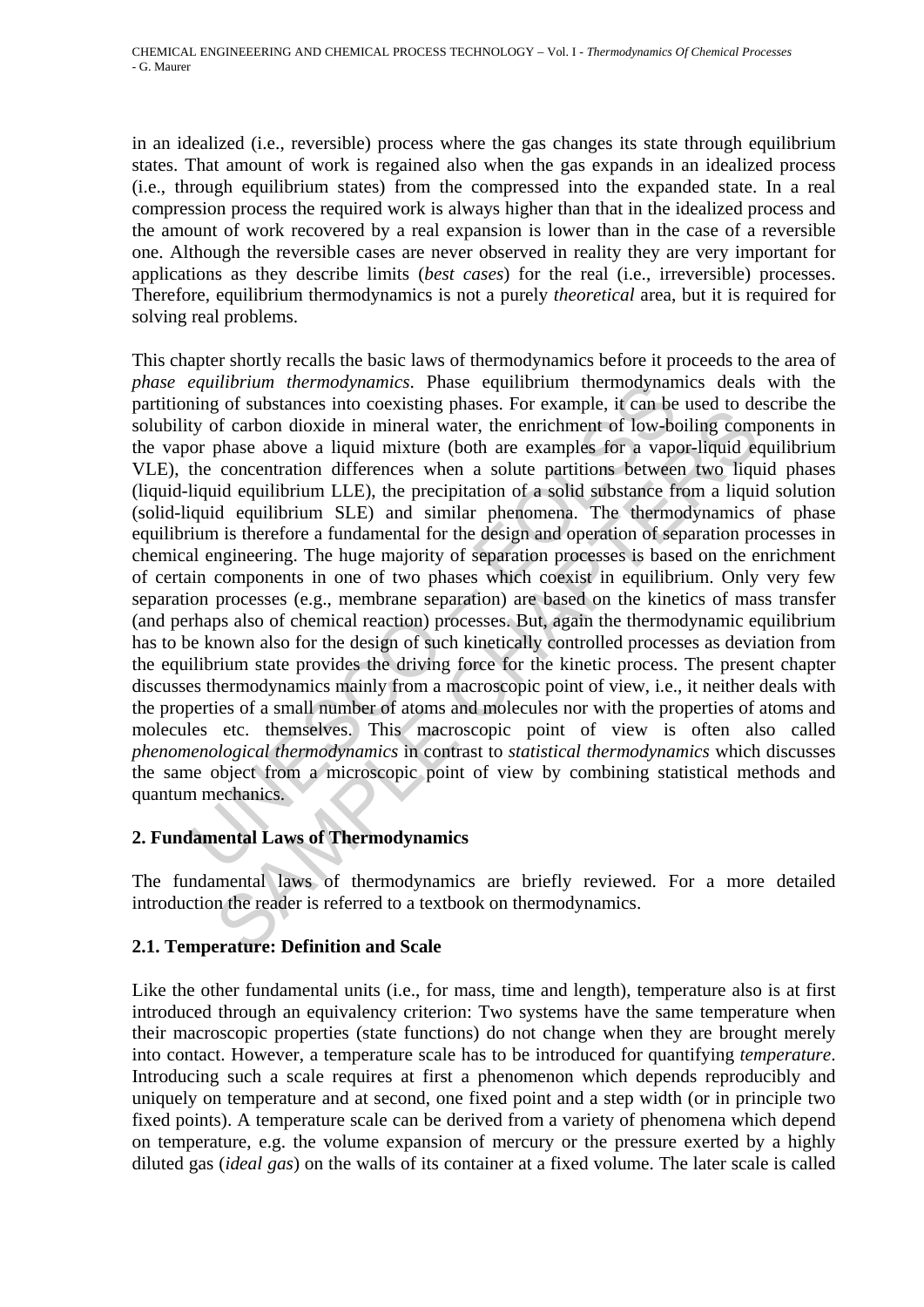in an idealized (i.e., reversible) process where the gas changes its state through equilibrium states. That amount of work is regained also when the gas expands in an idealized process (i.e., through equilibrium states) from the compressed into the expanded state. In a real compression process the required work is always higher than that in the idealized process and the amount of work recovered by a real expansion is lower than in the case of a reversible one. Although the reversible cases are never observed in reality they are very important for applications as they describe limits (*best cases*) for the real (i.e., irreversible) processes. Therefore, equilibrium thermodynamics is not a purely *theoretical* area, but it is required for solving real problems.

This chapter shortly recalls the basic laws of thermodynamics before it proceeds to the area of *phase equilibrium thermodynamics*. Phase equilibrium thermodynamics deals with the partitioning of substances into coexisting phases. For example, it can be used to describe the solubility of carbon dioxide in mineral water, the enrichment of low-boiling components in the vapor phase above a liquid mixture (both are examples for a vapor-liquid equilibrium VLE), the concentration differences when a solute partitions between two liquid phases (liquid-liquid equilibrium LLE), the precipitation of a solid substance from a liquid solution (solid-liquid equilibrium SLE) and similar phenomena. The thermodynamics of phase equilibrium is therefore a fundamental for the design and operation of separation processes in chemical engineering. The huge majority of separation processes is based on the enrichment of certain components in one of two phases which coexist in equilibrium. Only very few separation processes (e.g., membrane separation) are based on the kinetics of mass transfer (and perhaps also of chemical reaction) processes. But, again the thermodynamic equilibrium has to be known also for the design of such kinetically controlled processes as deviation from the equilibrium state provides the driving force for the kinetic process. The present chapter discusses thermodynamics mainly from a macroscopic point of view, i.e., it neither deals with the properties of a small number of atoms and molecules nor with the properties of atoms and molecules etc. themselves. This macroscopic point of view is often also called *phenomenological thermodynamics* in contrast to *statistical thermodynamics* which discusses the same object from a microscopic point of view by combining statistical methods and quantum mechanics.

## 2. Fundamental Laws of Thermodynamics

The fundamental laws of thermodynamics are briefly reviewed. For a more detailed introduction the reader is referred to a textbook on thermodynamics.

### 2.1. Temperature: Definition and Scale

Like the other fundamental units (i.e., for mass, time and length), temperature also is at first introduced through an equivalency criterion: Two systems have the same temperature when their macroscopic properties (state functions) do not change when they are brought merely into contact. However, a temperature scale has to be introduced for quantifying *temperature*. Introducing such a scale requires at first a phenomenon which depends reproducibly and uniquely on temperature and at second, one fixed point and a step width (or in principle two fixed points). A temperature scale can be derived from a variety of phenomena which depend on temperature, e.g. the volume expansion of mercury or the pressure exerted by a highly diluted gas (*ideal gas*) on the walls of its container at a fixed volume. The later scale is called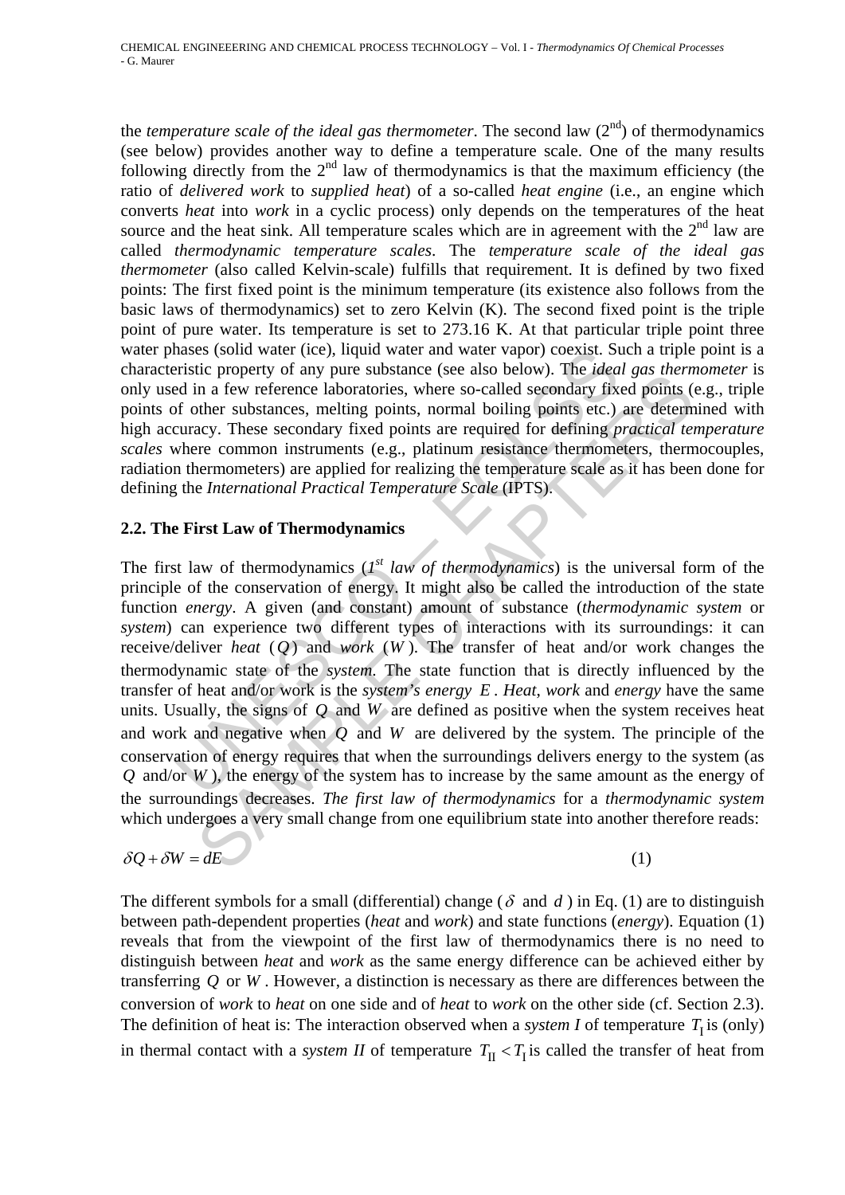the *temperature scale of the ideal gas thermometer*. The second law (2nd) of thermodynamics (see below) provides another way to define a temperature scale. One of the many results following directly from the 2nd law of thermodynamics is that the maximum efficiency (the ratio of *delivered work* to *supplied heat*) of a so-called *heat engine* (i.e., an engine which converts *heat* into *work* in a cyclic process) only depends on the temperatures of the heat source and the heat sink. All temperature scales which are in agreement with the 2nd law are called *thermodynamic temperature scales*. The *temperature scale of the ideal gas thermometer* (also called Kelvin-scale) fulfills that requirement. It is defined by two fixed points: The first fixed point is the minimum temperature (its existence also follows from the basic laws of thermodynamics) set to zero Kelvin (K). The second fixed point is the triple point of pure water. Its temperature is set to 273.16 K. At that particular triple point three water phases (solid water (ice), liquid water and water vapor) coexist. Such a triple point is a characteristic property of any pure substance (see also below). The *ideal gas thermometer* is only used in a few reference laboratories, where so-called secondary fixed points (e.g., triple points of other substances, melting points, normal boiling points etc.) are determined with high accuracy. These secondary fixed points are required for defining *practical temperature scales* where common instruments (e.g., platinum resistance thermometers, thermocouples, radiation thermometers) are applied for realizing the temperature scale as it has been done for defining the *International Practical Temperature Scale* (IPTS).

## 2.2. The First Law of Thermodynamics

The first law of thermodynamics (*1st law of thermodynamics*) is the universal form of the principle of the conservation of energy. It might also be called the introduction of the state function *energy*. A given (and constant) amount of substance (*thermodynamic system* or *system*) can experience two different types of interactions with its surroundings: it can receive/deliver *heat* ($Q$) and *work* ($W$). The transfer of heat and/or work changes the thermodynamic state of the *system*. The state function that is directly influenced by the transfer of heat and/or work is the *system's energy* $E$. *Heat*, *work* and *energy* have the same units. Usually, the signs of $Q$ and $W$ are defined as positive when the system receives heat and work and negative when $Q$ and $W$ are delivered by the system. The principle of the conservation of energy requires that when the surroundings delivers energy to the system (as $Q$ and/or $W$), the energy of the system has to increase by the same amount as the energy of the surroundings decreases. *The first law of thermodynamics* for a *thermodynamic system* which undergoes a very small change from one equilibrium state into another therefore reads:

$$\delta Q + \delta W = dE \tag{1}$$

The different symbols for a small (differential) change ($\delta$ and $d$) in Eq. (1) are to distinguish between path-dependent properties (*heat* and *work*) and state functions (*energy*). Equation (1) reveals that from the viewpoint of the first law of thermodynamics there is no need to distinguish between *heat* and *work* as the same energy difference can be achieved either by transferring $Q$ or $W$. However, a distinction is necessary as there are differences between the conversion of *work* to *heat* on one side and of *heat* to *work* on the other side (cf. Section 2.3). The definition of heat is: The interaction observed when a *system I* of temperature $T_{\mathrm{I}}$ is (only) in thermal contact with a *system II* of temperature $T_{\mathrm{II}} < T_{\mathrm{I}}$ is called the transfer of heat from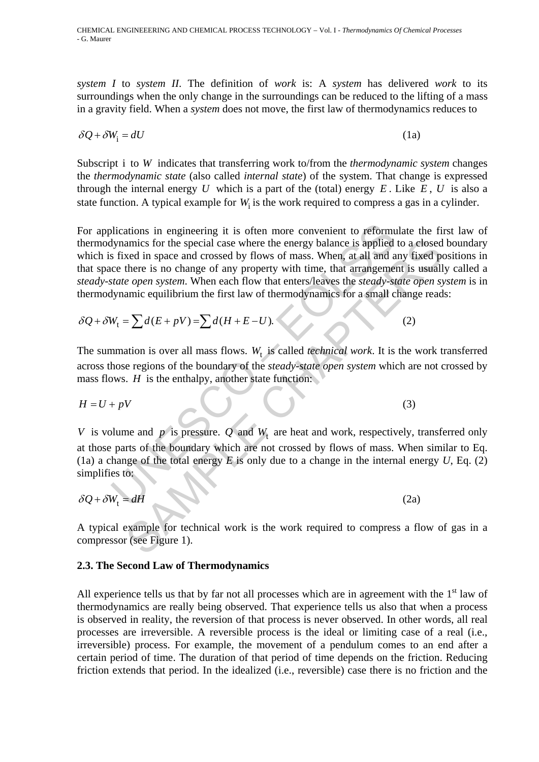*system I* to *system II*. The definition of *work* is: A *system* has delivered *work* to its surroundings when the only change in the surroundings can be reduced to the lifting of a mass in a gravity field. When a *system* does not move, the first law of thermodynamics reduces to

$$\delta Q + \delta W_{\mathrm{i}} = dU \tag{1a}$$

Subscript i to $W$ indicates that transferring work to/from the *thermodynamic system* changes the *thermodynamic state* (also called *internal state*) of the system. That change is expressed through the internal energy $U$ which is a part of the (total) energy $E$. Like $E$, $U$ is also a state function. A typical example for $W_{\mathrm{i}}$ is the work required to compress a gas in a cylinder.

For applications in engineering it is often more convenient to reformulate the first law of thermodynamics for the special case where the energy balance is applied to a closed boundary which is fixed in space and crossed by flows of mass. When, at all and any fixed positions in that space there is no change of any property with time, that arrangement is usually called a *steady-state open system*. When each flow that enters/leaves the *steady-state open system* is in thermodynamic equilibrium the first law of thermodynamics for a small change reads:

$$\delta Q + \delta W_{\mathrm{t}} = \sum d(E + pV) = \sum d(H + E - U). \tag{2}$$

The summation is over all mass flows. $W_{\mathrm{t}}$ is called *technical work*. It is the work transferred across those regions of the boundary of the *steady-state open system* which are not crossed by mass flows. $H$ is the enthalpy, another state function:

$$H = U + pV \tag{3}$$

$V$ is volume and $p$ is pressure. $Q$ and $W_{\mathrm{t}}$ are heat and work, respectively, transferred only at those parts of the boundary which are not crossed by flows of mass. When similar to Eq. (1a) a change of the total energy $E$ is only due to a change in the internal energy $U$, Eq. (2) simplifies to:

$$\delta Q + \delta W_{\mathrm{t}} = dH \tag{2a}$$

A typical example for technical work is the work required to compress a flow of gas in a compressor (see Figure 1).

### 2.3. The Second Law of Thermodynamics

All experience tells us that by far not all processes which are in agreement with the 1st law of thermodynamics are really being observed. That experience tells us also that when a process is observed in reality, the reversion of that process is never observed. In other words, all real processes are irreversible. A reversible process is the ideal or limiting case of a real (i.e., irreversible) process. For example, the movement of a pendulum comes to an end after a certain period of time. The duration of that period of time depends on the friction. Reducing friction extends that period. In the idealized (i.e., reversible) case there is no friction and the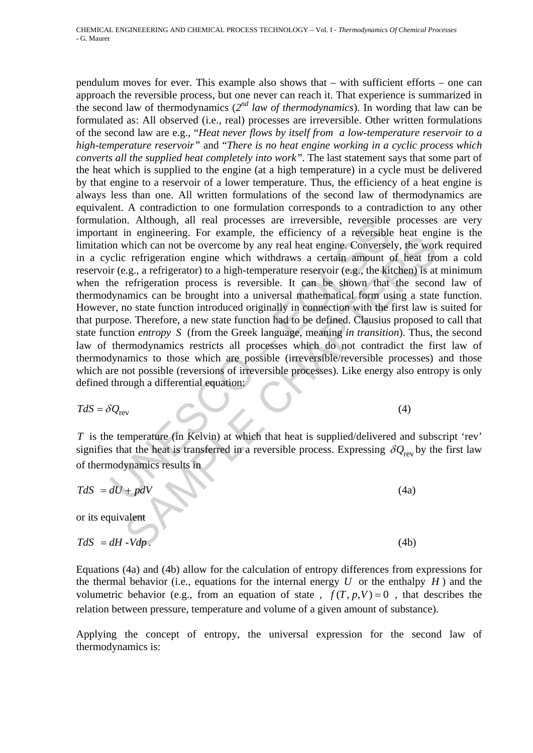pendulum moves for ever. This example also shows that – with sufficient efforts – one can approach the reversible process, but one never can reach it. That experience is summarized in the second law of thermodynamics (*2nd law of thermodynamics*). In wording that law can be formulated as: All observed (i.e., real) processes are irreversible. Other written formulations of the second law are e.g., "*Heat never flows by itself from a low-temperature reservoir to a high-temperature reservoir*" and "*There is no heat engine working in a cyclic process which converts all the supplied heat completely into work*". The last statement says that some part of the heat which is supplied to the engine (at a high temperature) in a cycle must be delivered by that engine to a reservoir of a lower temperature. Thus, the efficiency of a heat engine is always less than one. All written formulations of the second law of thermodynamics are equivalent. A contradiction to one formulation corresponds to a contradiction to any other formulation. Although, all real processes are irreversible, reversible processes are very important in engineering. For example, the efficiency of a reversible heat engine is the limitation which can not be overcome by any real heat engine. Conversely, the work required in a cyclic refrigeration engine which withdraws a certain amount of heat from a cold reservoir (e.g., a refrigerator) to a high-temperature reservoir (e.g., the kitchen) is at minimum when the refrigeration process is reversible. It can be shown that the second law of thermodynamics can be brought into a universal mathematical form using a state function. However, no state function introduced originally in connection with the first law is suited for that purpose. Therefore, a new state function had to be defined. Clausius proposed to call that state function *entropy* $S$ (from the Greek language, meaning *in transition*). Thus, the second law of thermodynamics restricts all processes which do not contradict the first law of thermodynamics to those which are possible (irreversible/reversible processes) and those which are not possible (reversions of irreversible processes). Like energy also entropy is only defined through a differential equation:

$$TdS = \delta Q_{\text{rev}} \tag{4}$$

$T$ is the temperature (in Kelvin) at which that heat is supplied/delivered and subscript 'rev' signifies that the heat is transferred in a reversible process. Expressing $\delta Q_{\text{rev}}$ by the first law of thermodynamics results in

$$TdS = dU + pdV \tag{4a}$$

or its equivalent

$$TdS = dH - Vdp\,. \tag{4b}$$

Equations (4a) and (4b) allow for the calculation of entropy differences from expressions for the thermal behavior (i.e., equations for the internal energy $U$ or the enthalpy $H$) and the volumetric behavior (e.g., from an equation of state, $f(T, p, V) = 0$, that describes the relation between pressure, temperature and volume of a given amount of substance).

Applying the concept of entropy, the universal expression for the second law of thermodynamics is: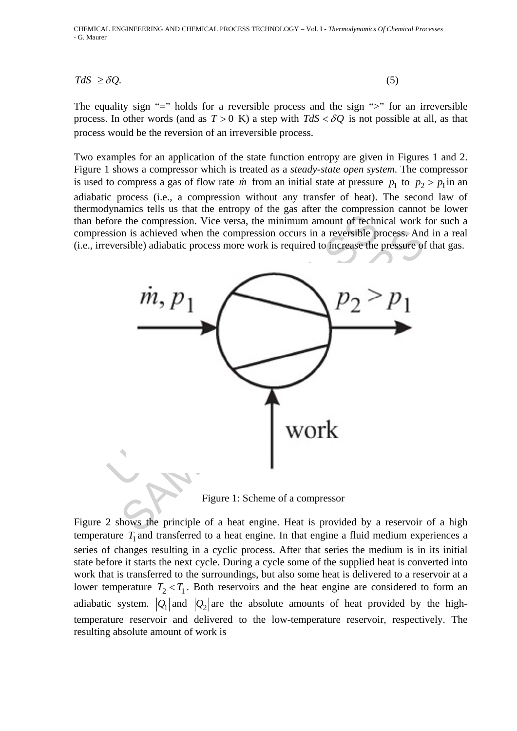$$TdS \geq \delta Q. \tag{5}$$

The equality sign "=" holds for a reversible process and the sign ">" for an irreversible process. In other words (and as $T > 0$ K) a step with $TdS < \delta Q$ is not possible at all, as that process would be the reversion of an irreversible process.

Two examples for an application of the state function entropy are given in Figures 1 and 2. Figure 1 shows a compressor which is treated as a *steady-state open system.* The compressor is used to compress a gas of flow rate $\dot{m}$ from an initial state at pressure $p_1$ to $p_2 > p_1$ in an adiabatic process (i.e., a compression without any transfer of heat). The second law of thermodynamics tells us that the entropy of the gas after the compression cannot be lower than before the compression. Vice versa, the minimum amount of technical work for such a compression is achieved when the compression occurs in a reversible process. And in a real (i.e., irreversible) adiabatic process more work is required to increase the pressure of that gas.

Figure 1: Scheme of a compressor

Figure 2 shows the principle of a heat engine. Heat is provided by a reservoir of a high temperature $T_1$ and transferred to a heat engine. In that engine a fluid medium experiences a series of changes resulting in a cyclic process. After that series the medium is in its initial state before it starts the next cycle. During a cycle some of the supplied heat is converted into work that is transferred to the surroundings, but also some heat is delivered to a reservoir at a lower temperature $T_2 < T_1$. Both reservoirs and the heat engine are considered to form an adiabatic system. $|Q_1|$ and $|Q_2|$ are the absolute amounts of heat provided by the high-temperature reservoir and delivered to the low-temperature reservoir, respectively. The resulting absolute amount of work is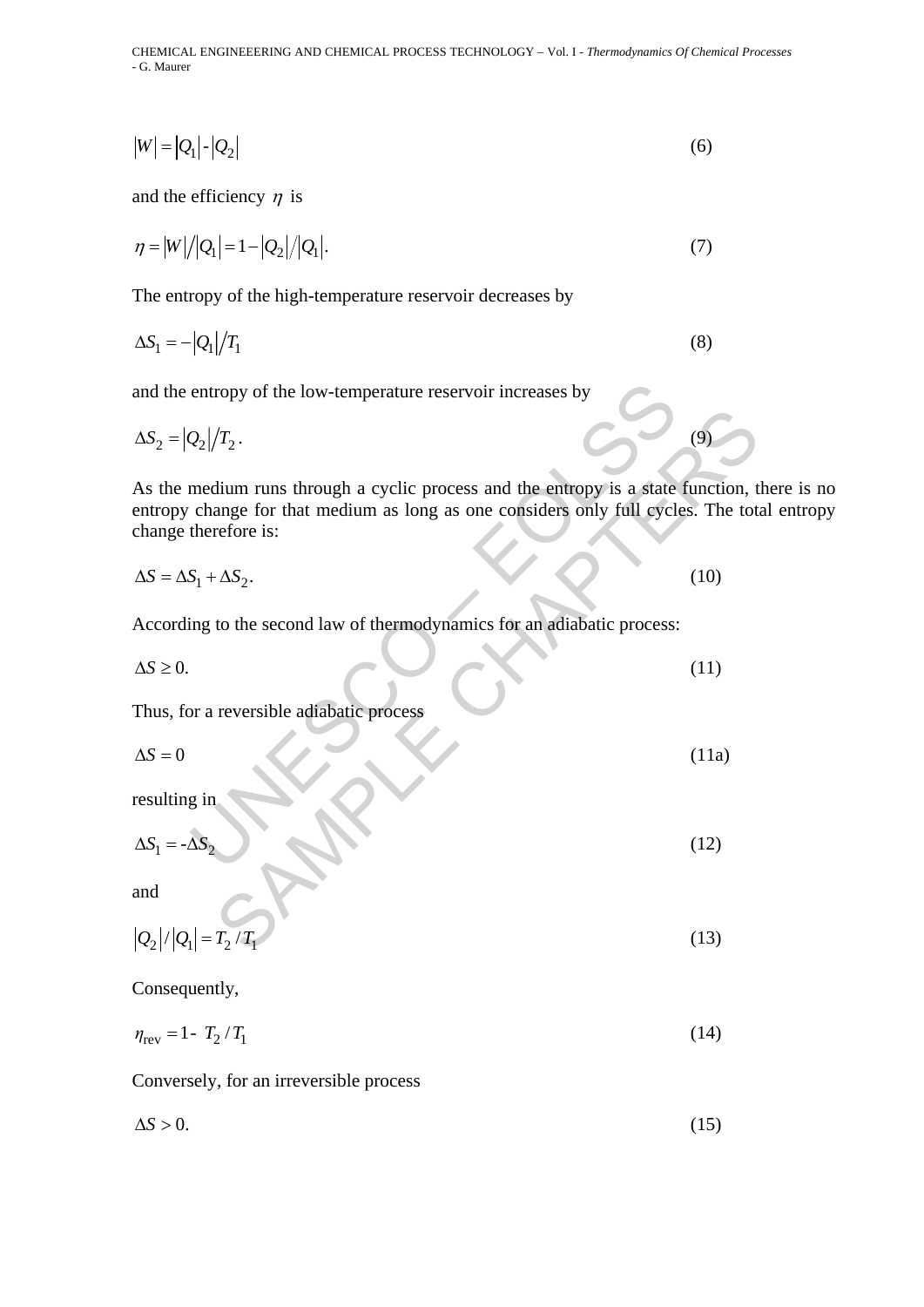$$|W| = |Q_1| - |Q_2| \tag{6}$$

and the efficiency $\eta$ is

$$\eta = |W| / |Q_1| = 1 - |Q_2| / |Q_1|. \tag{7}$$

The entropy of the high-temperature reservoir decreases by

$$\Delta S_1 = -|Q_1| / T_1 \tag{8}$$

and the entropy of the low-temperature reservoir increases by

$$\Delta S_2 = |Q_2| / T_2 . \tag{9}$$

As the medium runs through a cyclic process and the entropy is a state function, there is no entropy change for that medium as long as one considers only full cycles. The total entropy change therefore is:

$$\Delta S = \Delta S_1 + \Delta S_2 . \tag{10}$$

According to the second law of thermodynamics for an adiabatic process:

$$\Delta S \geq 0. \tag{11}$$

Thus, for a reversible adiabatic process

$$\Delta S = 0 \tag{11a}$$

resulting in

$$\Delta S_1 = -\Delta S_2 \tag{12}$$

and

$$|Q_2| / |Q_1| = T_2 / T_1 \tag{13}$$

Consequently,

$$\eta_{\text{rev}} = 1 - T_2 / T_1 \tag{14}$$

Conversely, for an irreversible process

$$\Delta S > 0. \tag{15}$$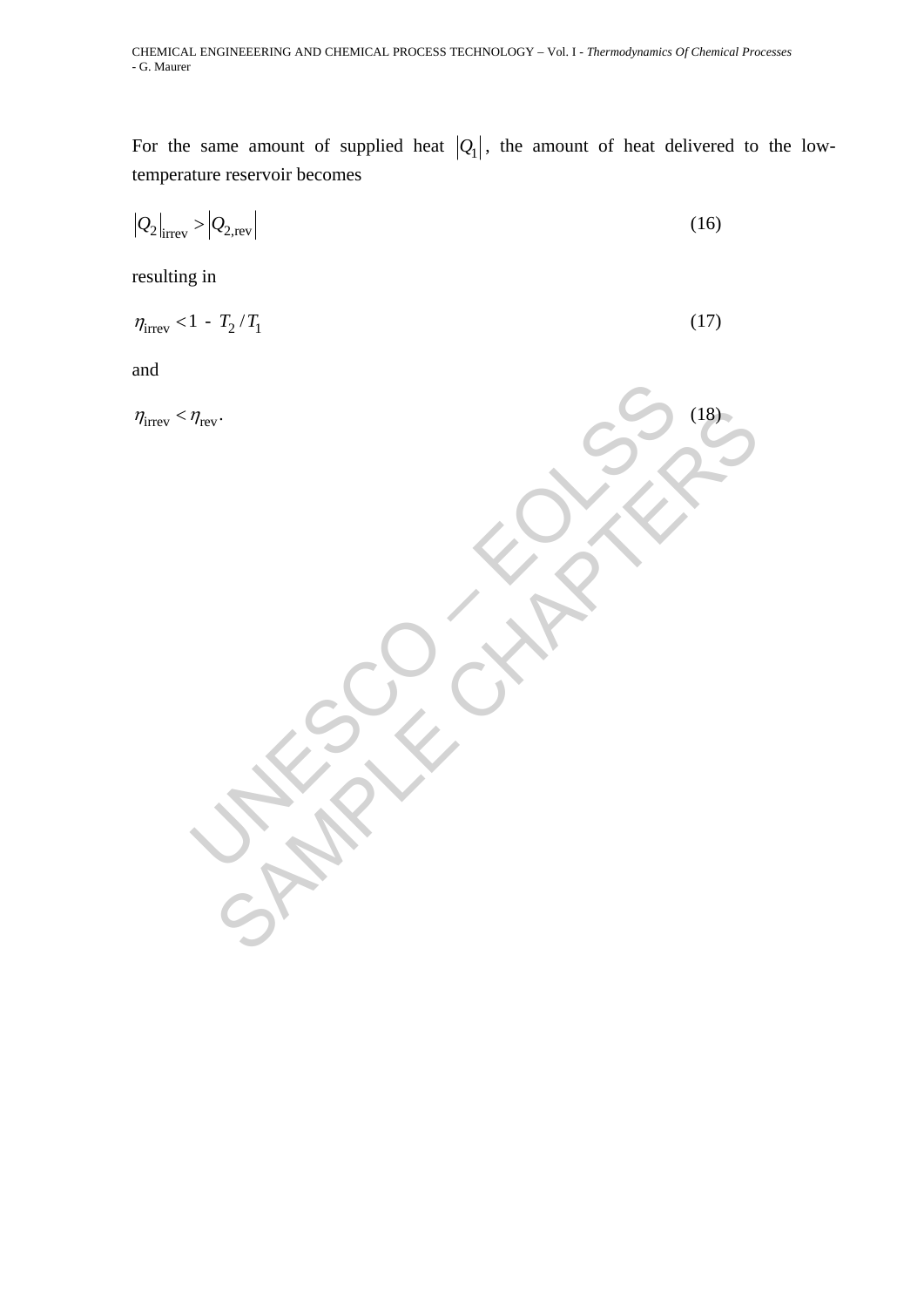For the same amount of supplied heat $|Q_1|$, the amount of heat delivered to the low-temperature reservoir becomes

$$\left|Q_2\right|_{\text{irrev}} > \left|Q_{2,\text{rev}}\right| \tag{16}$$

resulting in

$$\eta_{\text{irrev}} < 1 - T_2 / T_1 \tag{17}$$

and

$$\eta_{\text{irrev}} < \eta_{\text{rev}}. \tag{18}$$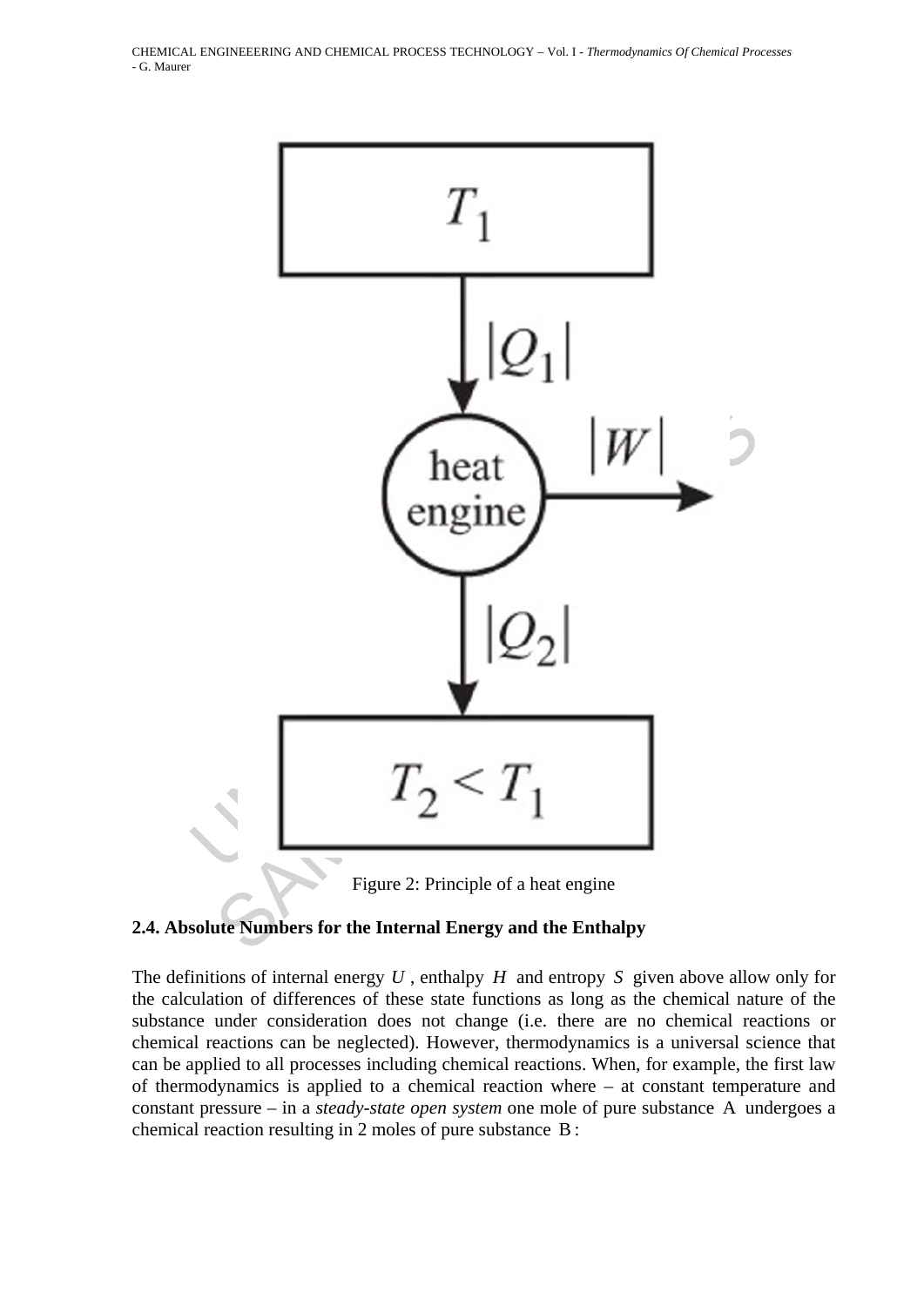Figure 2: Principle of a heat engine

### 2.4. Absolute Numbers for the Internal Energy and the Enthalpy

The definitions of internal energy $U$, enthalpy $H$ and entropy $S$ given above allow only for the calculation of differences of these state functions as long as the chemical nature of the substance under consideration does not change (i.e. there are no chemical reactions or chemical reactions can be neglected). However, thermodynamics is a universal science that can be applied to all processes including chemical reactions. When, for example, the first law of thermodynamics is applied to a chemical reaction where – at constant temperature and constant pressure – in a *steady-state open system* one mole of pure substance $\mathrm{A}$ undergoes a chemical reaction resulting in 2 moles of pure substance $\mathrm{B}$: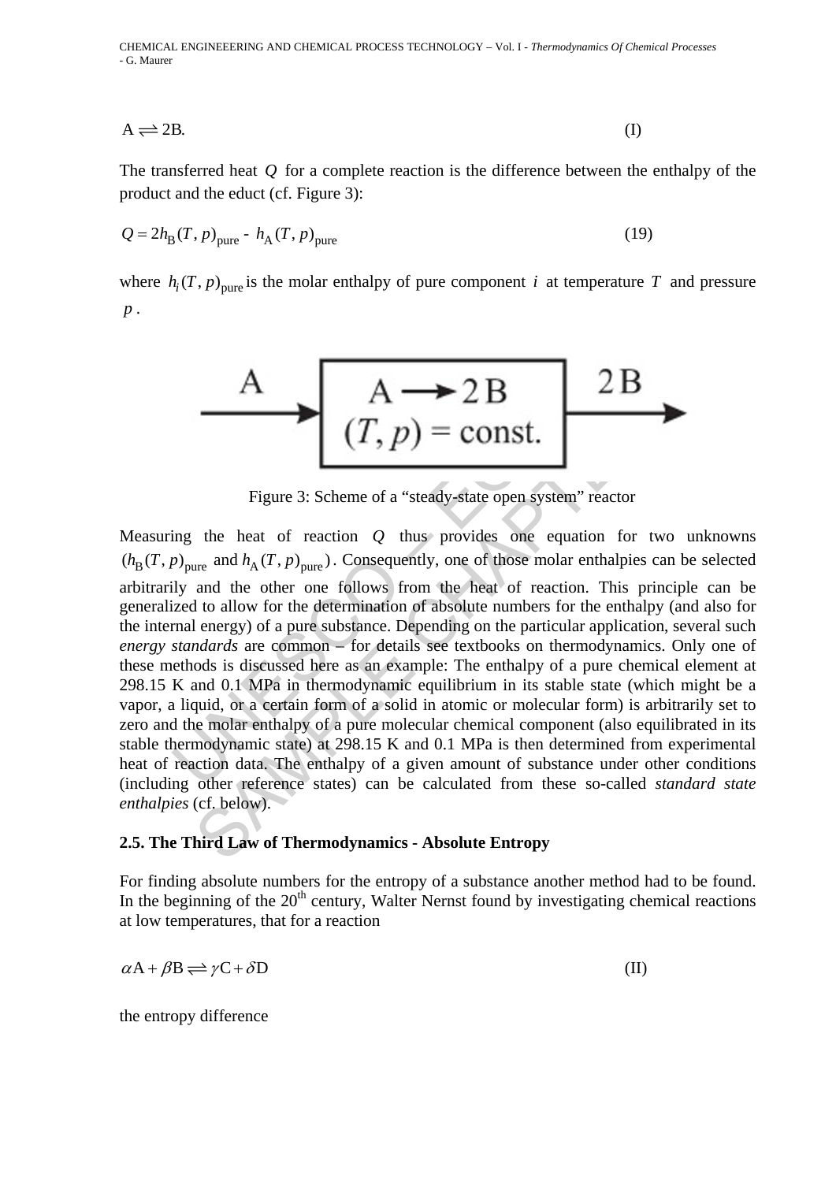$$\mathrm{A} \rightleftharpoons 2\mathrm{B}. \tag{I}$$

The transferred heat $Q$ for a complete reaction is the difference between the enthalpy of the product and the educt (cf. Figure 3):

$$Q = 2h_{\mathrm{B}}(T,p)_{\mathrm{pure}} - h_{\mathrm{A}}(T,p)_{\mathrm{pure}} \tag{19}$$

where $h_i(T,p)_{\mathrm{pure}}$ is the molar enthalpy of pure component $i$ at temperature $T$ and pressure $p$.

Figure 3: Scheme of a "steady-state open system" reactor

Measuring the heat of reaction $Q$ thus provides one equation for two unknowns $(h_{\mathrm{B}}(T,p)_{\mathrm{pure}}$ and $h_{\mathrm{A}}(T,p)_{\mathrm{pure}})$. Consequently, one of those molar enthalpies can be selected arbitrarily and the other one follows from the heat of reaction. This principle can be generalized to allow for the determination of absolute numbers for the enthalpy (and also for the internal energy) of a pure substance. Depending on the particular application, several such *energy standards* are common – for details see textbooks on thermodynamics. Only one of these methods is discussed here as an example: The enthalpy of a pure chemical element at 298.15 K and 0.1 MPa in thermodynamic equilibrium in its stable state (which might be a vapor, a liquid, or a certain form of a solid in atomic or molecular form) is arbitrarily set to zero and the molar enthalpy of a pure molecular chemical component (also equilibrated in its stable thermodynamic state) at 298.15 K and 0.1 MPa is then determined from experimental heat of reaction data. The enthalpy of a given amount of substance under other conditions (including other reference states) can be calculated from these so-called *standard state enthalpies* (cf. below).

### 2.5. The Third Law of Thermodynamics - Absolute Entropy

For finding absolute numbers for the entropy of a substance another method had to be found. In the beginning of the 20th century, Walter Nernst found by investigating chemical reactions at low temperatures, that for a reaction

$$\alpha\mathrm{A} + \beta\mathrm{B} \rightleftharpoons \gamma\mathrm{C} + \delta\mathrm{D} \tag{II}$$

the entropy difference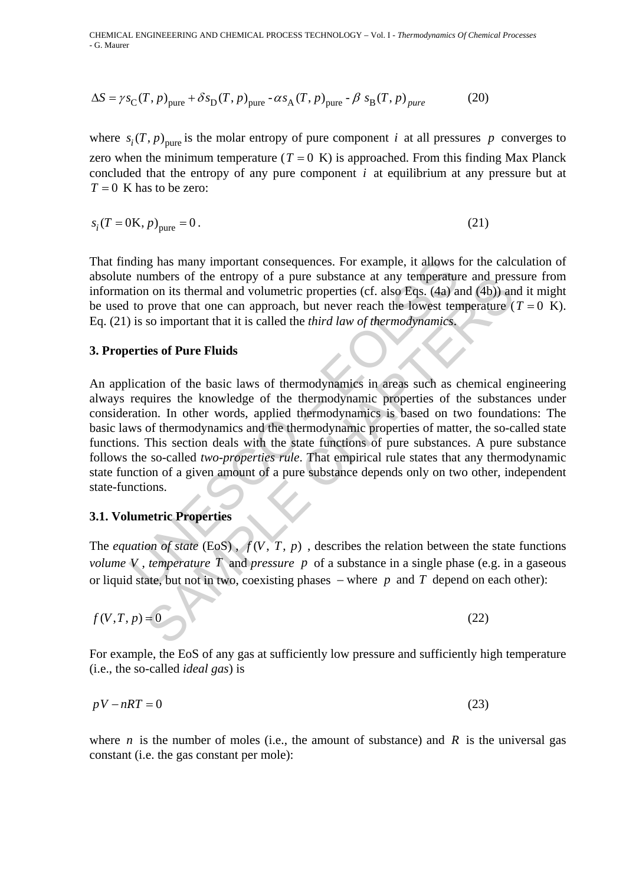$$\Delta S = \gamma s_{\text{C}}(T, p)_{\text{pure}} + \delta s_{\text{D}}(T, p)_{\text{pure}} - \alpha s_{\text{A}}(T, p)_{\text{pure}} - \beta \; s_{\text{B}}(T, p)_{pure} \qquad (20)$$

where $s_i(T, p)_{\text{pure}}$ is the molar entropy of pure component $i$ at all pressures $p$ converges to zero when the minimum temperature ($T = 0$ K) is approached. From this finding Max Planck concluded that the entropy of any pure component $i$ at equilibrium at any pressure but at $T = 0$ K has to be zero:

$$s_i(T = 0\text{K}, p)_{\text{pure}} = 0 \,. \qquad (21)$$

That finding has many important consequences. For example, it allows for the calculation of absolute numbers of the entropy of a pure substance at any temperature and pressure from information on its thermal and volumetric properties (cf. also Eqs. (4a) and (4b)) and it might be used to prove that one can approach, but never reach the lowest temperature ($T = 0$ K). Eq. (21) is so important that it is called the *third law of thermodynamics*.

## 3. Properties of Pure Fluids

An application of the basic laws of thermodynamics in areas such as chemical engineering always requires the knowledge of the thermodynamic properties of the substances under consideration. In other words, applied thermodynamics is based on two foundations: The basic laws of thermodynamics and the thermodynamic properties of matter, the so-called state functions. This section deals with the state functions of pure substances. A pure substance follows the so-called *two-properties rule*. That empirical rule states that any thermodynamic state function of a given amount of a pure substance depends only on two other, independent state-functions.

### 3.1. Volumetric Properties

The *equation of state* (EoS), $f(V, T, p)$, describes the relation between the state functions *volume* $V$, *temperature* $T$ and *pressure* $p$ of a substance in a single phase (e.g. in a gaseous or liquid state, but not in two, coexisting phases – where $p$ and $T$ depend on each other):

$$f(V, T, p) = 0 \qquad (22)$$

For example, the EoS of any gas at sufficiently low pressure and sufficiently high temperature (i.e., the so-called *ideal gas*) is

$$pV - nRT = 0 \qquad (23)$$

where $n$ is the number of moles (i.e., the amount of substance) and $R$ is the universal gas constant (i.e. the gas constant per mole):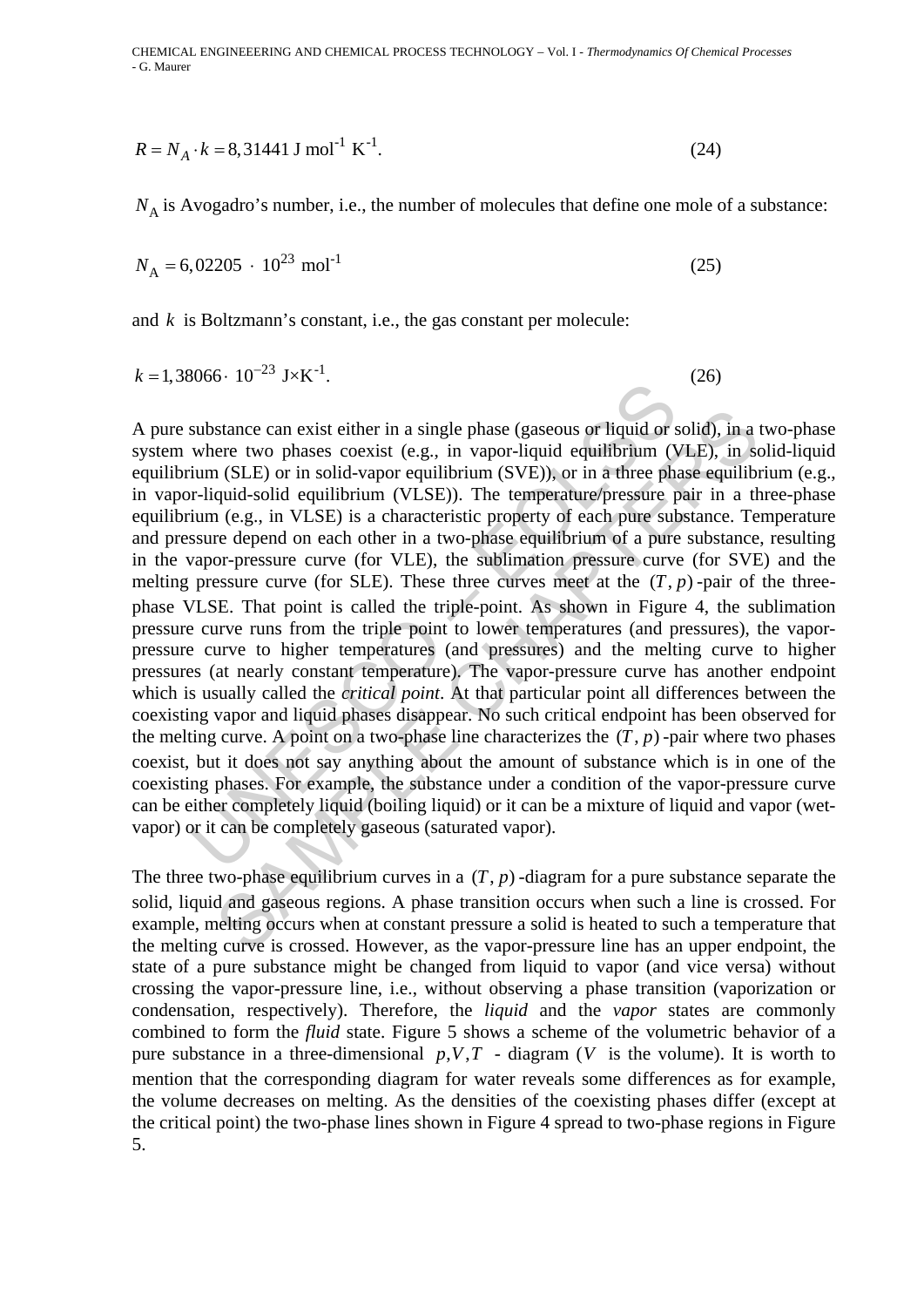$$R = N_A \cdot k = 8{,}31441 \text{ J mol}^{-1} \text{ K}^{-1}. \tag{24}$$

$N_A$ is Avogadro's number, i.e., the number of molecules that define one mole of a substance:

$$N_A = 6{,}02205 \cdot 10^{23} \text{ mol}^{-1} \tag{25}$$

and $k$ is Boltzmann's constant, i.e., the gas constant per molecule:

$$k = 1{,}38066 \cdot 10^{-23} \text{ J}\times\text{K}^{-1}. \tag{26}$$

A pure substance can exist either in a single phase (gaseous or liquid or solid), in a two-phase system where two phases coexist (e.g., in vapor-liquid equilibrium (VLE), in solid-liquid equilibrium (SLE) or in solid-vapor equilibrium (SVE)), or in a three phase equilibrium (e.g., in vapor-liquid-solid equilibrium (VLSE)). The temperature/pressure pair in a three-phase equilibrium (e.g., in VLSE) is a characteristic property of each pure substance. Temperature and pressure depend on each other in a two-phase equilibrium of a pure substance, resulting in the vapor-pressure curve (for VLE), the sublimation pressure curve (for SVE) and the melting pressure curve (for SLE). These three curves meet at the $(T, p)$-pair of the three-phase VLSE. That point is called the triple-point. As shown in Figure 4, the sublimation pressure curve runs from the triple point to lower temperatures (and pressures), the vapor-pressure curve to higher temperatures (and pressures) and the melting curve to higher pressures (at nearly constant temperature). The vapor-pressure curve has another endpoint which is usually called the *critical point*. At that particular point all differences between the coexisting vapor and liquid phases disappear. No such critical endpoint has been observed for the melting curve. A point on a two-phase line characterizes the $(T, p)$-pair where two phases coexist, but it does not say anything about the amount of substance which is in one of the coexisting phases. For example, the substance under a condition of the vapor-pressure curve can be either completely liquid (boiling liquid) or it can be a mixture of liquid and vapor (wet-vapor) or it can be completely gaseous (saturated vapor).

The three two-phase equilibrium curves in a $(T, p)$-diagram for a pure substance separate the solid, liquid and gaseous regions. A phase transition occurs when such a line is crossed. For example, melting occurs when at constant pressure a solid is heated to such a temperature that the melting curve is crossed. However, as the vapor-pressure line has an upper endpoint, the state of a pure substance might be changed from liquid to vapor (and vice versa) without crossing the vapor-pressure line, i.e., without observing a phase transition (vaporization or condensation, respectively). Therefore, the *liquid* and the *vapor* states are commonly combined to form the *fluid* state. Figure 5 shows a scheme of the volumetric behavior of a pure substance in a three-dimensional $p, V, T$ - diagram ($V$ is the volume). It is worth to mention that the corresponding diagram for water reveals some differences as for example, the volume decreases on melting. As the densities of the coexisting phases differ (except at the critical point) the two-phase lines shown in Figure 4 spread to two-phase regions in Figure 5.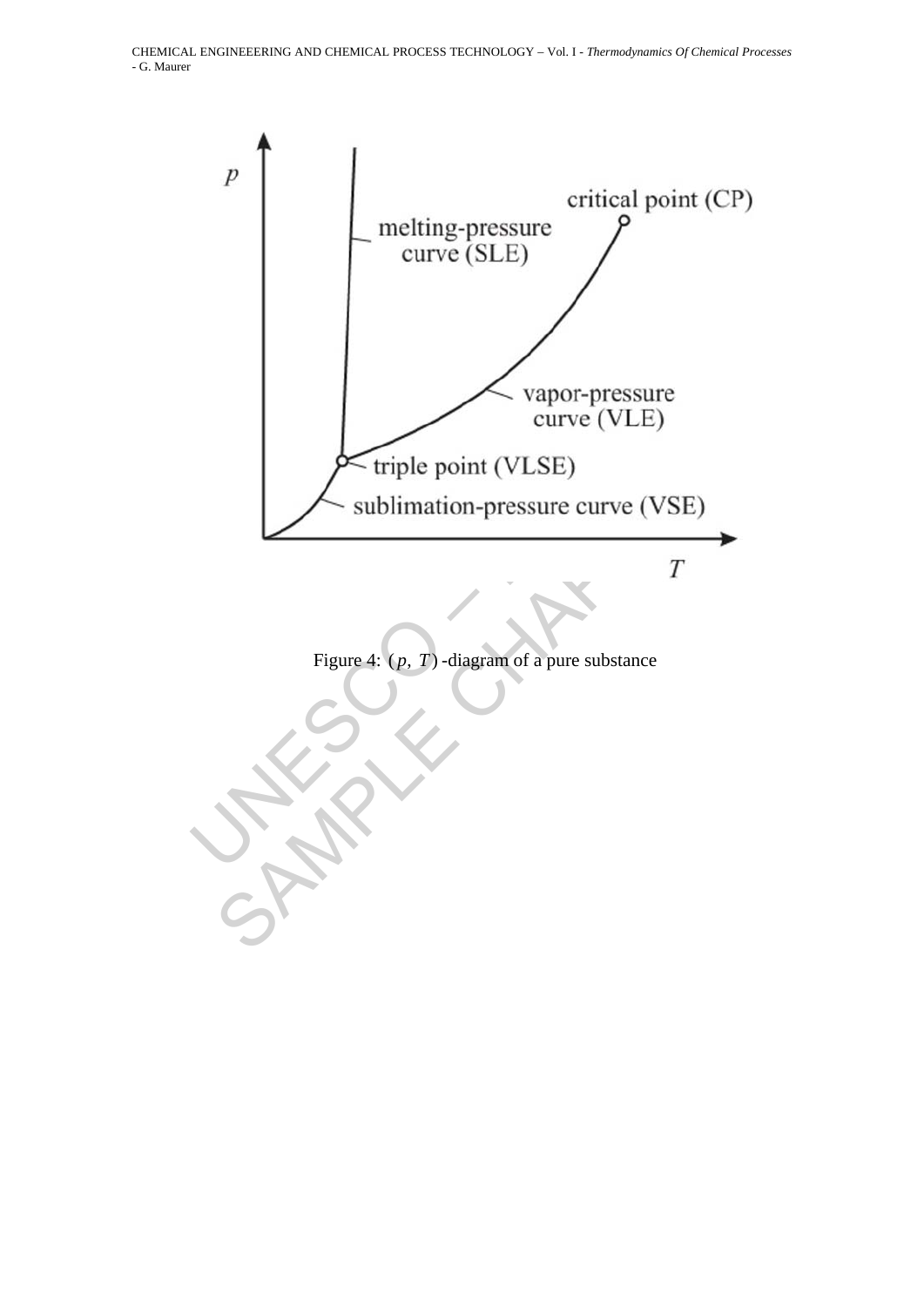Figure 4: $(p, T)$-diagram of a pure substance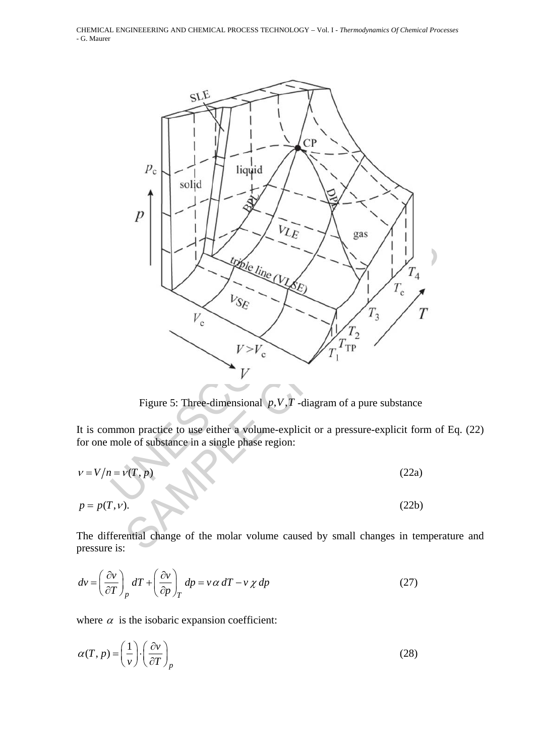Figure 5: Three-dimensional $p,V,T$ -diagram of a pure substance

It is common practice to use either a volume-explicit or a pressure-explicit form of Eq. (22) for one mole of substance in a single phase region:

$$v = V/n = v(T, p) \tag{22a}$$

$$p = p(T, v). \tag{22b}$$

The differential change of the molar volume caused by small changes in temperature and pressure is:

$$dv = \left(\frac{\partial v}{\partial T}\right)_p dT + \left(\frac{\partial v}{\partial p}\right)_T dp = v\,\alpha\, dT - v\,\chi\, dp \tag{27}$$

where $\alpha$ is the isobaric expansion coefficient:

$$\alpha(T, p) = \left(\frac{1}{v}\right) \cdot \left(\frac{\partial v}{\partial T}\right)_p \tag{28}$$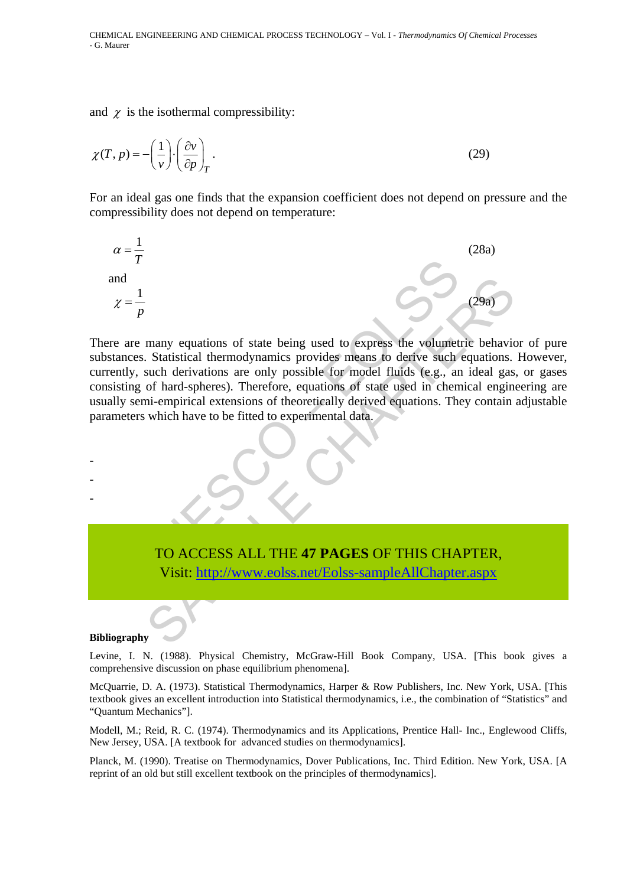and $\chi$ is the isothermal compressibility:

$$\chi(T,p) = -\left(\frac{1}{v}\right) \cdot \left(\frac{\partial v}{\partial p}\right)_T . \tag{29}$$

For an ideal gas one finds that the expansion coefficient does not depend on pressure and the compressibility does not depend on temperature:

$$\alpha = \frac{1}{T} \tag{28a}$$

and

$$\chi = \frac{1}{p} \tag{29a}$$

There are many equations of state being used to express the volumetric behavior of pure substances. Statistical thermodynamics provides means to derive such equations. However, currently, such derivations are only possible for model fluids (e.g., an ideal gas, or gases consisting of hard-spheres). Therefore, equations of state used in chemical engineering are usually semi-empirical extensions of theoretically derived equations. They contain adjustable parameters which have to be fitted to experimental data.

-
-
-

TO ACCESS ALL THE **47 PAGES** OF THIS CHAPTER,
Visit: http://www.eolss.net/Eolss-sampleAllChapter.aspx

**Bibliography**

Levine, I. N. (1988). Physical Chemistry, McGraw-Hill Book Company, USA. [This book gives a comprehensive discussion on phase equilibrium phenomena].

McQuarrie, D. A. (1973). Statistical Thermodynamics, Harper & Row Publishers, Inc. New York, USA. [This textbook gives an excellent introduction into Statistical thermodynamics, i.e., the combination of “Statistics” and “Quantum Mechanics”].

Modell, M.; Reid, R. C. (1974). Thermodynamics and its Applications, Prentice Hall- Inc., Englewood Cliffs, New Jersey, USA. [A textbook for advanced studies on thermodynamics].

Planck, M. (1990). Treatise on Thermodynamics, Dover Publications, Inc. Third Edition. New York, USA. [A reprint of an old but still excellent textbook on the principles of thermodynamics].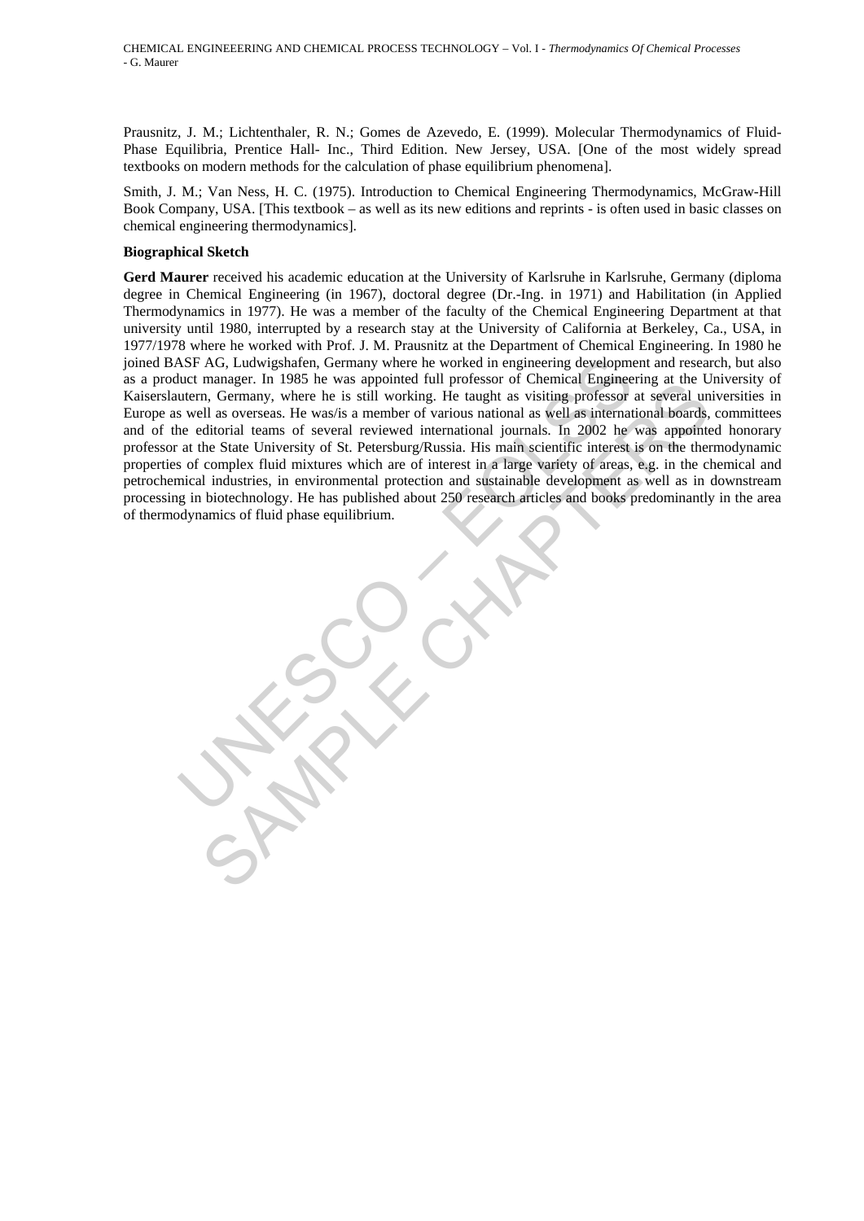Prausnitz, J. M.; Lichtenthaler, R. N.; Gomes de Azevedo, E. (1999). Molecular Thermodynamics of Fluid-Phase Equilibria, Prentice Hall- Inc., Third Edition. New Jersey, USA. [One of the most widely spread textbooks on modern methods for the calculation of phase equilibrium phenomena].

Smith, J. M.; Van Ness, H. C. (1975). Introduction to Chemical Engineering Thermodynamics, McGraw-Hill Book Company, USA. [This textbook – as well as its new editions and reprints - is often used in basic classes on chemical engineering thermodynamics].

**Biographical Sketch**

**Gerd Maurer** received his academic education at the University of Karlsruhe in Karlsruhe, Germany (diploma degree in Chemical Engineering (in 1967), doctoral degree (Dr.-Ing. in 1971) and Habilitation (in Applied Thermodynamics in 1977). He was a member of the faculty of the Chemical Engineering Department at that university until 1980, interrupted by a research stay at the University of California at Berkeley, Ca., USA, in 1977/1978 where he worked with Prof. J. M. Prausnitz at the Department of Chemical Engineering. In 1980 he joined BASF AG, Ludwigshafen, Germany where he worked in engineering development and research, but also as a product manager. In 1985 he was appointed full professor of Chemical Engineering at the University of Kaiserslautern, Germany, where he is still working. He taught as visiting professor at several universities in Europe as well as overseas. He was/is a member of various national as well as international boards, committees and of the editorial teams of several reviewed international journals. In 2002 he was appointed honorary professor at the State University of St. Petersburg/Russia. His main scientific interest is on the thermodynamic properties of complex fluid mixtures which are of interest in a large variety of areas, e.g. in the chemical and petrochemical industries, in environmental protection and sustainable development as well as in downstream processing in biotechnology. He has published about 250 research articles and books predominantly in the area of thermodynamics of fluid phase equilibrium.